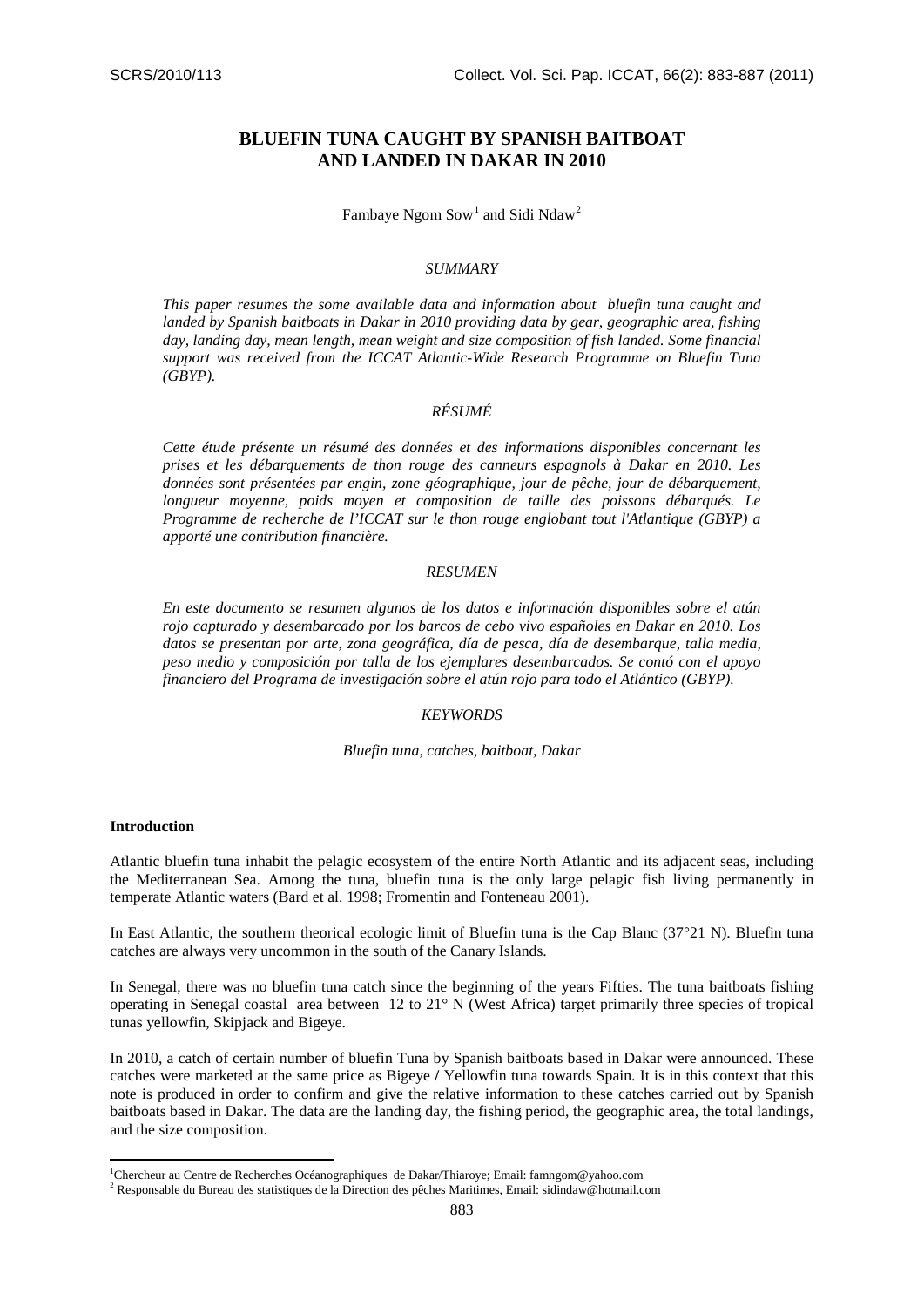# BLUEFIN TUNA CAUGHT BY SPANISH BAITBOAT AND LANDED IN DAKAR IN 2010

Fambaye Ngom Sow[1] and Sidi Ndaw[2]

## *SUMMARY*

*This paper resumes the some available data and information about bluefin tuna caught and landed by Spanish baitboats in Dakar in 2010 providing data by gear, geographic area, fishing day, landing day, mean length, mean weight and size composition of fish landed. Some financial support was received from the ICCAT Atlantic-Wide Research Programme on Bluefin Tuna (GBYP).*

## *RÉSUMÉ*

*Cette étude présente un résumé des données et des informations disponibles concernant les prises et les débarquements de thon rouge des canneurs espagnols à Dakar en 2010. Les données sont présentées par engin, zone géographique, jour de pêche, jour de débarquement, longueur moyenne, poids moyen et composition de taille des poissons débarqués. Le Programme de recherche de l'ICCAT sur le thon rouge englobant tout l'Atlantique (GBYP) a apporté une contribution financière.*

## *RESUMEN*

*En este documento se resumen algunos de los datos e información disponibles sobre el atún rojo capturado y desembarcado por los barcos de cebo vivo españoles en Dakar en 2010. Los datos se presentan por arte, zona geográfica, día de pesca, día de desembarque, talla media, peso medio y composición por talla de los ejemplares desembarcados. Se contó con el apoyo financiero del Programa de investigación sobre el atún rojo para todo el Atlántico (GBYP).*

## *KEYWORDS*

*Bluefin tuna, catches, baitboat, Dakar*

**Introduction**

Atlantic bluefin tuna inhabit the pelagic ecosystem of the entire North Atlantic and its adjacent seas, including the Mediterranean Sea. Among the tuna, bluefin tuna is the only large pelagic fish living permanently in temperate Atlantic waters (Bard et al. 1998; Fromentin and Fonteneau 2001).

In East Atlantic, the southern theorical ecologic limit of Bluefin tuna is the Cap Blanc (37°21 N). Bluefin tuna catches are always very uncommon in the south of the Canary Islands.

In Senegal, there was no bluefin tuna catch since the beginning of the years Fifties. The tuna baitboats fishing operating in Senegal coastal area between 12 to 21° N (West Africa) target primarily three species of tropical tunas yellowfin, Skipjack and Bigeye.

In 2010, a catch of certain number of bluefin Tuna by Spanish baitboats based in Dakar were announced. These catches were marketed at the same price as Bigeye / Yellowfin tuna towards Spain. It is in this context that this note is produced in order to confirm and give the relative information to these catches carried out by Spanish baitboats based in Dakar. The data are the landing day, the fishing period, the geographic area, the total landings, and the size composition.

[1]Chercheur au Centre de Recherches Océanographiques de Dakar/Thiaroye; Email: famngom@yahoo.com

[2] Responsable du Bureau des statistiques de la Direction des pêches Maritimes, Email: sidindaw@hotmail.com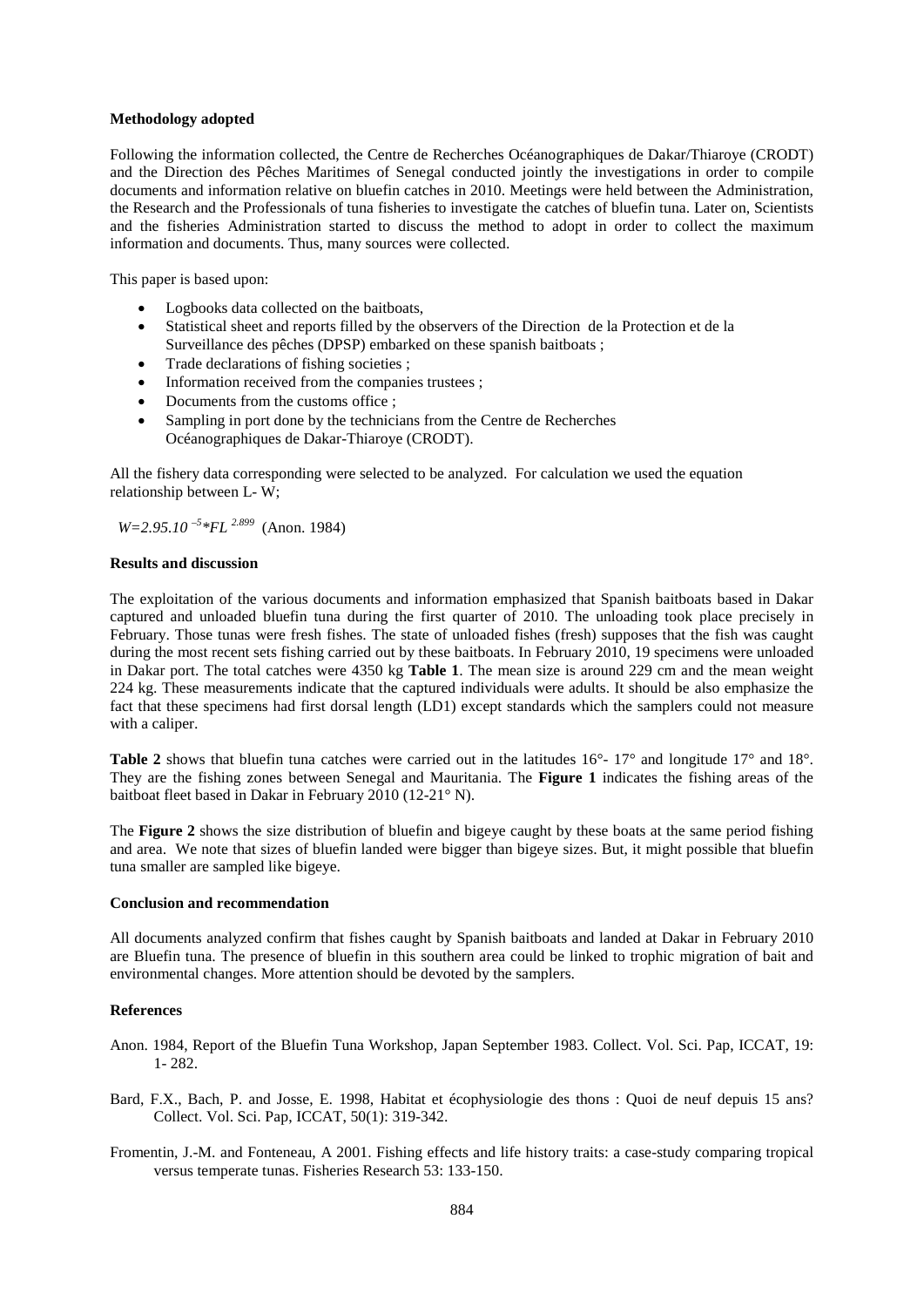**Methodology adopted**

Following the information collected, the Centre de Recherches Océanographiques de Dakar/Thiaroye (CRODT) and the Direction des Pêches Maritimes of Senegal conducted jointly the investigations in order to compile documents and information relative on bluefin catches in 2010. Meetings were held between the Administration, the Research and the Professionals of tuna fisheries to investigate the catches of bluefin tuna. Later on, Scientists and the fisheries Administration started to discuss the method to adopt in order to collect the maximum information and documents. Thus, many sources were collected.

This paper is based upon:

- Logbooks data collected on the baitboats,
- Statistical sheet and reports filled by the observers of the Direction de la Protection et de la Surveillance des pêches (DPSP) embarked on these spanish baitboats ;
- Trade declarations of fishing societies ;
- Information received from the companies trustees ;
- Documents from the customs office ;
- Sampling in port done by the technicians from the Centre de Recherches Océanographiques de Dakar-Thiaroye (CRODT).

All the fishery data corresponding were selected to be analyzed. For calculation we used the equation relationship between L- W;

$W=2.95.10^{-5}*FL^{2.899}$ (Anon. 1984)

**Results and discussion**

The exploitation of the various documents and information emphasized that Spanish baitboats based in Dakar captured and unloaded bluefin tuna during the first quarter of 2010. The unloading took place precisely in February. Those tunas were fresh fishes. The state of unloaded fishes (fresh) supposes that the fish was caught during the most recent sets fishing carried out by these baitboats. In February 2010, 19 specimens were unloaded in Dakar port. The total catches were 4350 kg **Table 1**. The mean size is around 229 cm and the mean weight 224 kg. These measurements indicate that the captured individuals were adults. It should be also emphasize the fact that these specimens had first dorsal length (LD1) except standards which the samplers could not measure with a caliper.

**Table 2** shows that bluefin tuna catches were carried out in the latitudes 16°- 17° and longitude 17° and 18°. They are the fishing zones between Senegal and Mauritania. The **Figure 1** indicates the fishing areas of the baitboat fleet based in Dakar in February 2010 (12-21° N).

The **Figure 2** shows the size distribution of bluefin and bigeye caught by these boats at the same period fishing and area. We note that sizes of bluefin landed were bigger than bigeye sizes. But, it might possible that bluefin tuna smaller are sampled like bigeye.

**Conclusion and recommendation**

All documents analyzed confirm that fishes caught by Spanish baitboats and landed at Dakar in February 2010 are Bluefin tuna. The presence of bluefin in this southern area could be linked to trophic migration of bait and environmental changes. More attention should be devoted by the samplers.

**References**

Anon. 1984, Report of the Bluefin Tuna Workshop, Japan September 1983. Collect. Vol. Sci. Pap, ICCAT, 19: 1- 282.

Bard, F.X., Bach, P. and Josse, E. 1998, Habitat et écophysiologie des thons : Quoi de neuf depuis 15 ans? Collect. Vol. Sci. Pap, ICCAT, 50(1): 319-342.

Fromentin, J.-M. and Fonteneau, A 2001. Fishing effects and life history traits: a case-study comparing tropical versus temperate tunas. Fisheries Research 53: 133-150.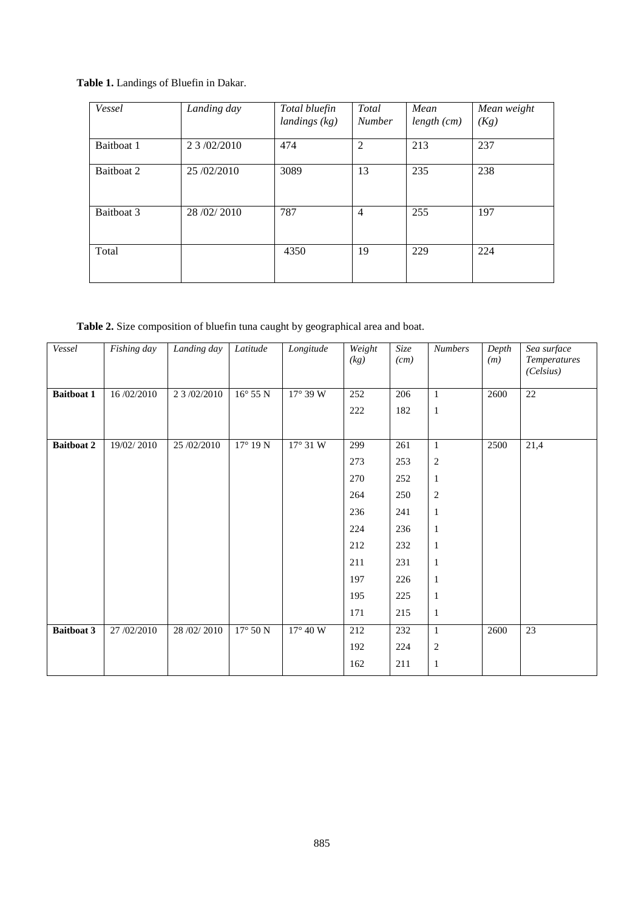**Table 1.** Landings of Bluefin in Dakar.

| *Vessel* | *Landing day* | *Total bluefin landings (kg)* | *Total Number* | *Mean length (cm)* | *Mean weight (Kg)* |
|---|---|---|---|---|---|
| Baitboat 1 | 2 3 /02/2010 | 474 | 2 | 213 | 237 |
| Baitboat 2 | 25 /02/2010 | 3089 | 13 | 235 | 238 |
| Baitboat 3 | 28 /02/ 2010 | 787 | 4 | 255 | 197 |
| Total | | 4350 | 19 | 229 | 224 |

**Table 2.** Size composition of bluefin tuna caught by geographical area and boat.

| *Vessel* | *Fishing day* | *Landing day* | *Latitude* | *Longitude* | *Weight (kg)* | *Size (cm)* | *Numbers* | *Depth (m)* | *Sea surface Temperatures (Celsius)* |
|---|---|---|---|---|---|---|---|---|---|
| **Baitboat 1** | 16 /02/2010 | 2 3 /02/2010 | 16° 55 N | 17° 39 W | 252 | 206 | 1 | 2600 | 22 |
| | | | | | 222 | 182 | 1 | | |
| **Baitboat 2** | 19/02/ 2010 | 25 /02/2010 | 17° 19 N | 17° 31 W | 299 | 261 | 1 | 2500 | 21,4 |
| | | | | | 273 | 253 | 2 | | |
| | | | | | 270 | 252 | 1 | | |
| | | | | | 264 | 250 | 2 | | |
| | | | | | 236 | 241 | 1 | | |
| | | | | | 224 | 236 | 1 | | |
| | | | | | 212 | 232 | 1 | | |
| | | | | | 211 | 231 | 1 | | |
| | | | | | 197 | 226 | 1 | | |
| | | | | | 195 | 225 | 1 | | |
| | | | | | 171 | 215 | 1 | | |
| **Baitboat 3** | 27 /02/2010 | 28 /02/ 2010 | 17° 50 N | 17° 40 W | 212 | 232 | 1 | 2600 | 23 |
| | | | | | 192 | 224 | 2 | | |
| | | | | | 162 | 211 | 1 | | |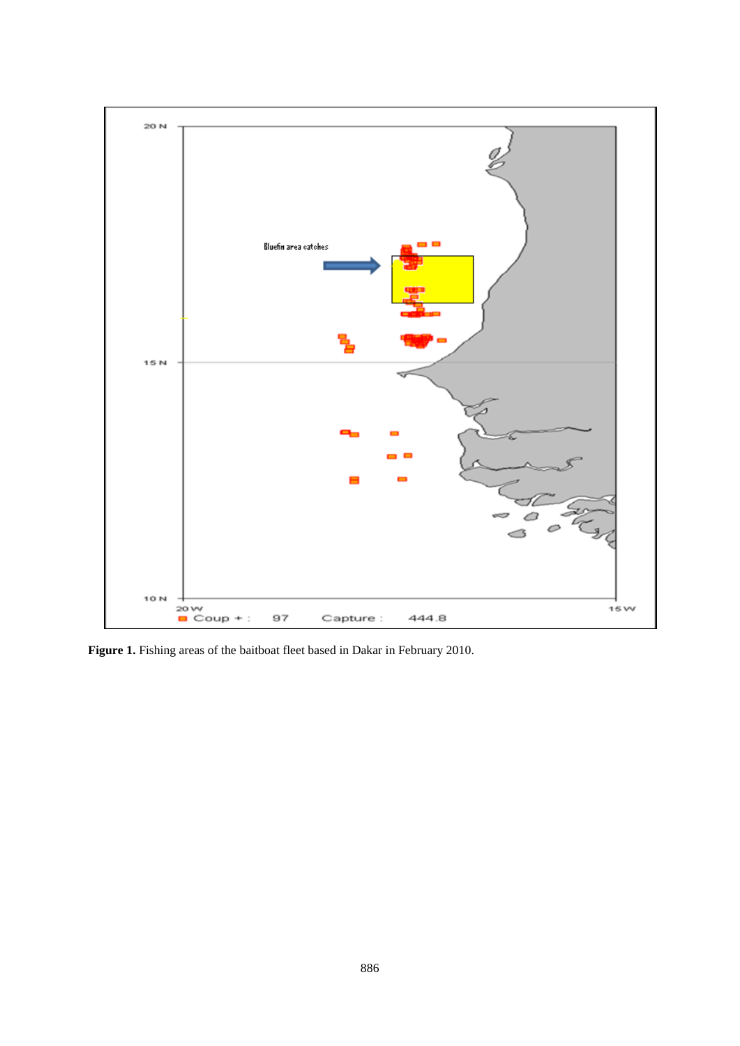20 N

Bluefin area catches

15 N

10 N

20 W

15 W

Coup + : 97 Capture : 444.8

**Figure 1.** Fishing areas of the baitboat fleet based in Dakar in February 2010.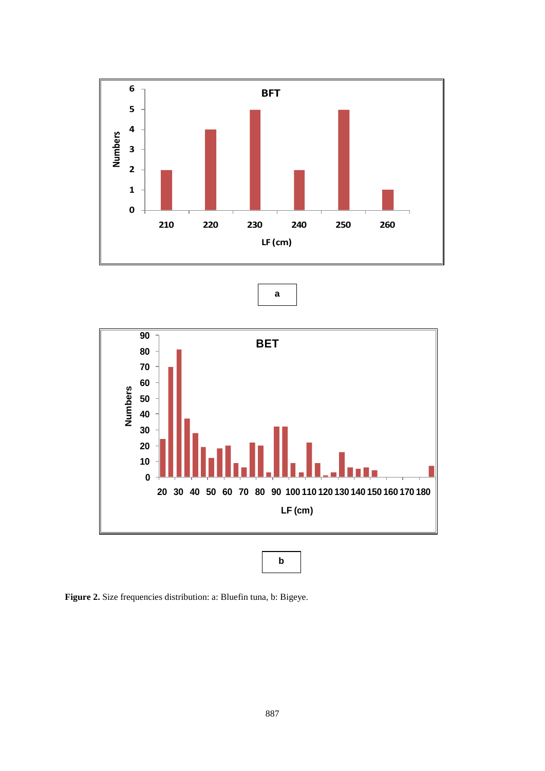BFT

Numbers

6
5
4
3
2
1
0

210 220 230 240 250 260

LF (cm)

a

BET

Numbers

90
80
70
60
50
40
30
20
10
0

20 30 40 50 60 70 80 90 100 110 120 130 140 150 160 170 180

LF (cm)

b

**Figure 2.** Size frequencies distribution: a: Bluefin tuna, b: Bigeye.